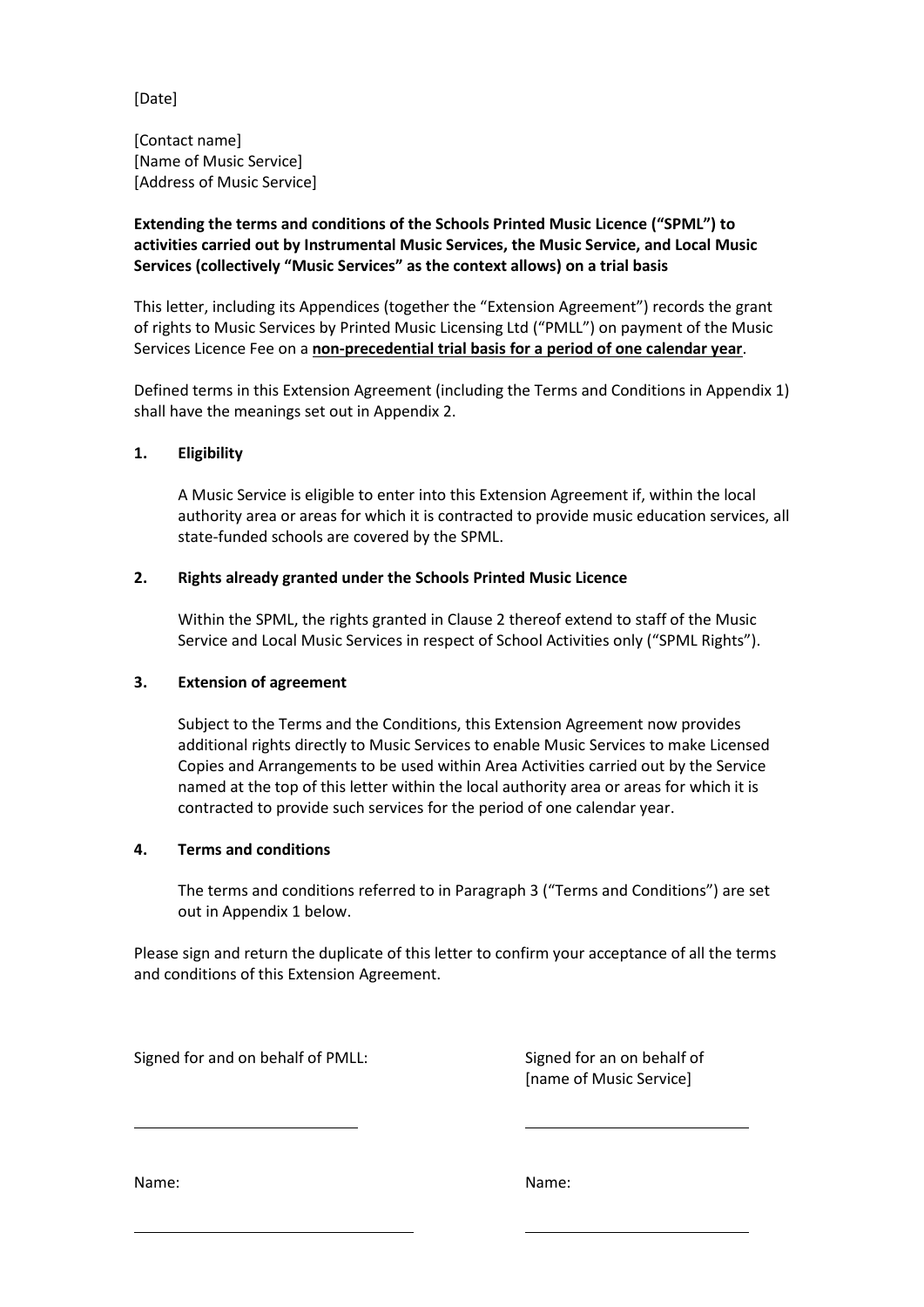[Date]

[Contact name]
[Name of Music Service]
[Address of Music Service]

**Extending the terms and conditions of the Schools Printed Music Licence ("SPML") to activities carried out by Instrumental Music Services, the Music Service, and Local Music Services (collectively "Music Services" as the context allows) on a trial basis**

This letter, including its Appendices (together the "Extension Agreement") records the grant of rights to Music Services by Printed Music Licensing Ltd ("PMLL") on payment of the Music Services Licence Fee on a **non-precedential trial basis for a period of one calendar year**.

Defined terms in this Extension Agreement (including the Terms and Conditions in Appendix 1) shall have the meanings set out in Appendix 2.

**1. Eligibility**

A Music Service is eligible to enter into this Extension Agreement if, within the local authority area or areas for which it is contracted to provide music education services, all state-funded schools are covered by the SPML.

**2. Rights already granted under the Schools Printed Music Licence**

Within the SPML, the rights granted in Clause 2 thereof extend to staff of the Music Service and Local Music Services in respect of School Activities only ("SPML Rights").

**3. Extension of agreement**

Subject to the Terms and the Conditions, this Extension Agreement now provides additional rights directly to Music Services to enable Music Services to make Licensed Copies and Arrangements to be used within Area Activities carried out by the Service named at the top of this letter within the local authority area or areas for which it is contracted to provide such services for the period of one calendar year.

**4. Terms and conditions**

The terms and conditions referred to in Paragraph 3 ("Terms and Conditions") are set out in Appendix 1 below.

Please sign and return the duplicate of this letter to confirm your acceptance of all the terms and conditions of this Extension Agreement.

Signed for and on behalf of PMLL:

\_\_\_\_\_\_\_\_\_\_\_\_\_\_\_\_\_\_\_\_\_\_\_\_\_\_

Name:

\_\_\_\_\_\_\_\_\_\_\_\_\_\_\_\_\_\_\_\_\_\_\_\_\_\_

Signed for an on behalf of
[name of Music Service]

\_\_\_\_\_\_\_\_\_\_\_\_\_\_\_\_\_\_\_\_\_\_\_\_\_\_

Name:

\_\_\_\_\_\_\_\_\_\_\_\_\_\_\_\_\_\_\_\_\_\_\_\_\_\_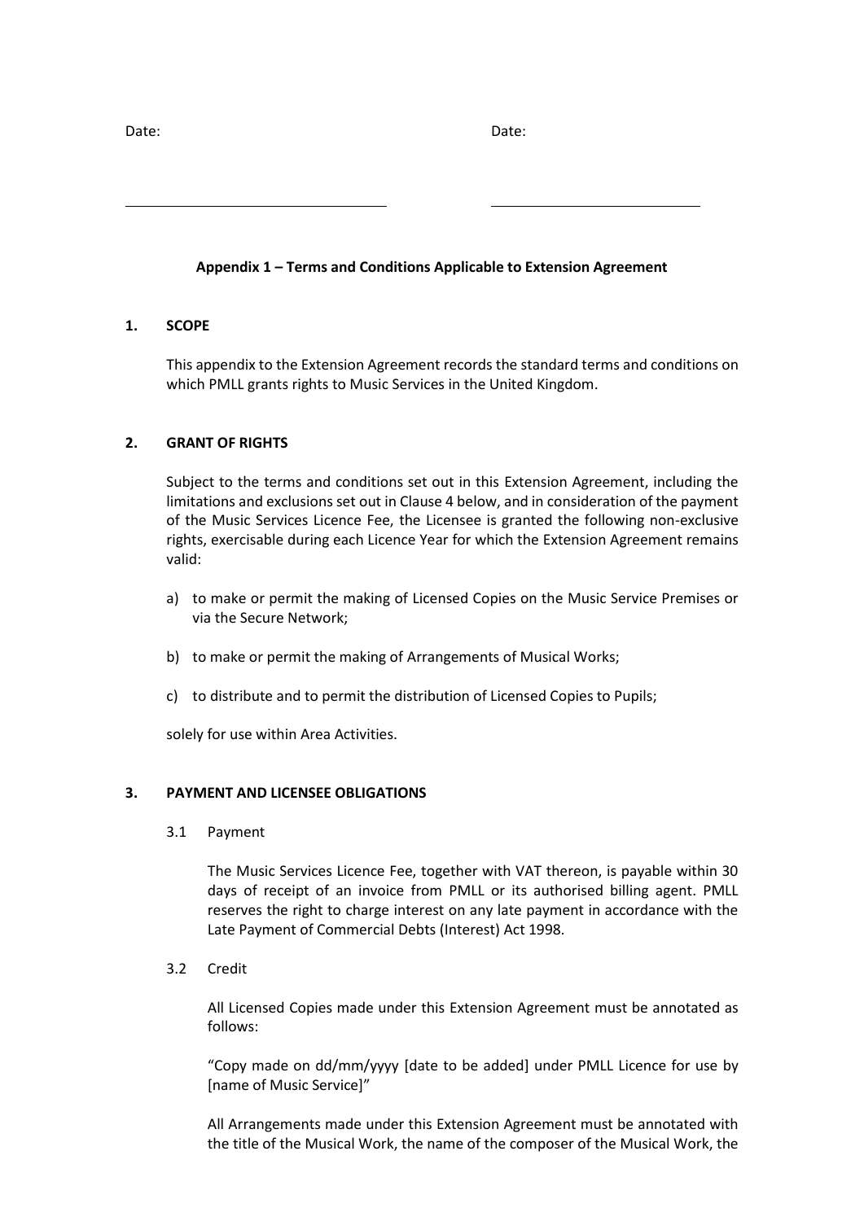Date: Date:

\_\_\_\_\_\_\_\_\_\_\_\_\_\_\_\_\_\_\_\_\_\_\_\_\_\_\_\_\_\_\_\_ \_\_\_\_\_\_\_\_\_\_\_\_\_\_\_\_\_\_\_\_\_\_\_\_\_\_\_\_\_\_\_\_

**Appendix 1 – Terms and Conditions Applicable to Extension Agreement**

**1. SCOPE**

This appendix to the Extension Agreement records the standard terms and conditions on which PMLL grants rights to Music Services in the United Kingdom.

**2. GRANT OF RIGHTS**

Subject to the terms and conditions set out in this Extension Agreement, including the limitations and exclusions set out in Clause 4 below, and in consideration of the payment of the Music Services Licence Fee, the Licensee is granted the following non-exclusive rights, exercisable during each Licence Year for which the Extension Agreement remains valid:

a) to make or permit the making of Licensed Copies on the Music Service Premises or via the Secure Network;

b) to make or permit the making of Arrangements of Musical Works;

c) to distribute and to permit the distribution of Licensed Copies to Pupils;

solely for use within Area Activities.

**3. PAYMENT AND LICENSEE OBLIGATIONS**

3.1 Payment

The Music Services Licence Fee, together with VAT thereon, is payable within 30 days of receipt of an invoice from PMLL or its authorised billing agent. PMLL reserves the right to charge interest on any late payment in accordance with the Late Payment of Commercial Debts (Interest) Act 1998.

3.2 Credit

All Licensed Copies made under this Extension Agreement must be annotated as follows:

"Copy made on dd/mm/yyyy [date to be added] under PMLL Licence for use by [name of Music Service]"

All Arrangements made under this Extension Agreement must be annotated with the title of the Musical Work, the name of the composer of the Musical Work, the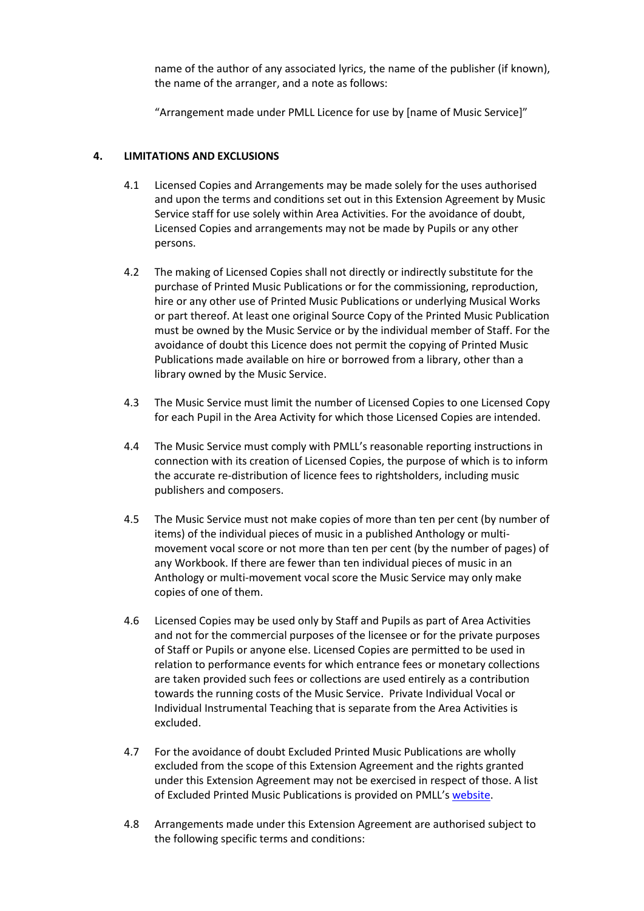name of the author of any associated lyrics, the name of the publisher (if known), the name of the arranger, and a note as follows:

"Arrangement made under PMLL Licence for use by [name of Music Service]"

## 4. LIMITATIONS AND EXCLUSIONS

4.1 Licensed Copies and Arrangements may be made solely for the uses authorised and upon the terms and conditions set out in this Extension Agreement by Music Service staff for use solely within Area Activities. For the avoidance of doubt, Licensed Copies and arrangements may not be made by Pupils or any other persons.

4.2 The making of Licensed Copies shall not directly or indirectly substitute for the purchase of Printed Music Publications or for the commissioning, reproduction, hire or any other use of Printed Music Publications or underlying Musical Works or part thereof. At least one original Source Copy of the Printed Music Publication must be owned by the Music Service or by the individual member of Staff. For the avoidance of doubt this Licence does not permit the copying of Printed Music Publications made available on hire or borrowed from a library, other than a library owned by the Music Service.

4.3 The Music Service must limit the number of Licensed Copies to one Licensed Copy for each Pupil in the Area Activity for which those Licensed Copies are intended.

4.4 The Music Service must comply with PMLL's reasonable reporting instructions in connection with its creation of Licensed Copies, the purpose of which is to inform the accurate re-distribution of licence fees to rightsholders, including music publishers and composers.

4.5 The Music Service must not make copies of more than ten per cent (by number of items) of the individual pieces of music in a published Anthology or multi-movement vocal score or not more than ten per cent (by the number of pages) of any Workbook. If there are fewer than ten individual pieces of music in an Anthology or multi-movement vocal score the Music Service may only make copies of one of them.

4.6 Licensed Copies may be used only by Staff and Pupils as part of Area Activities and not for the commercial purposes of the licensee or for the private purposes of Staff or Pupils or anyone else. Licensed Copies are permitted to be used in relation to performance events for which entrance fees or monetary collections are taken provided such fees or collections are used entirely as a contribution towards the running costs of the Music Service. Private Individual Vocal or Individual Instrumental Teaching that is separate from the Area Activities is excluded.

4.7 For the avoidance of doubt Excluded Printed Music Publications are wholly excluded from the scope of this Extension Agreement and the rights granted under this Extension Agreement may not be exercised in respect of those. A list of Excluded Printed Music Publications is provided on PMLL's website.

4.8 Arrangements made under this Extension Agreement are authorised subject to the following specific terms and conditions: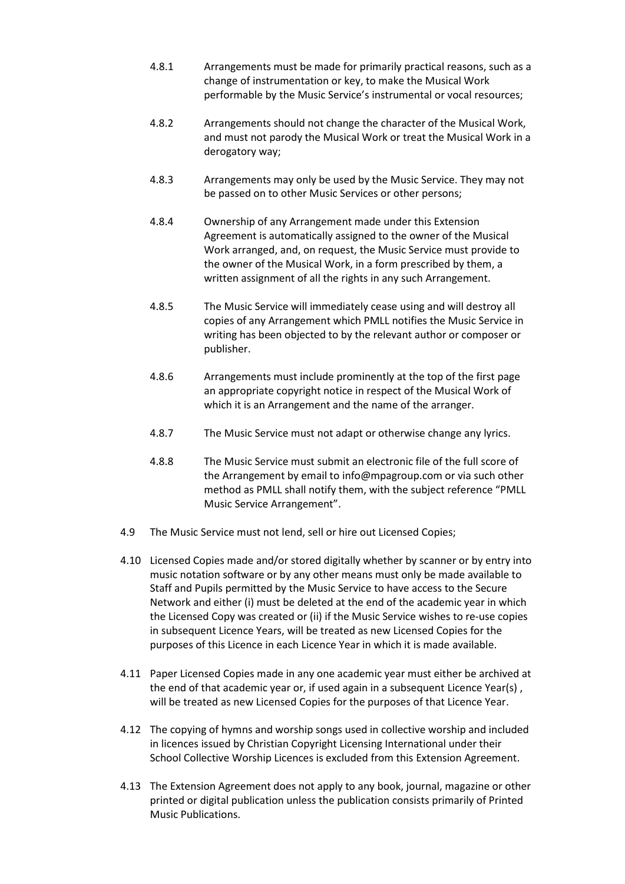4.8.1 Arrangements must be made for primarily practical reasons, such as a change of instrumentation or key, to make the Musical Work performable by the Music Service's instrumental or vocal resources;

4.8.2 Arrangements should not change the character of the Musical Work, and must not parody the Musical Work or treat the Musical Work in a derogatory way;

4.8.3 Arrangements may only be used by the Music Service. They may not be passed on to other Music Services or other persons;

4.8.4 Ownership of any Arrangement made under this Extension Agreement is automatically assigned to the owner of the Musical Work arranged, and, on request, the Music Service must provide to the owner of the Musical Work, in a form prescribed by them, a written assignment of all the rights in any such Arrangement.

4.8.5 The Music Service will immediately cease using and will destroy all copies of any Arrangement which PMLL notifies the Music Service in writing has been objected to by the relevant author or composer or publisher.

4.8.6 Arrangements must include prominently at the top of the first page an appropriate copyright notice in respect of the Musical Work of which it is an Arrangement and the name of the arranger.

4.8.7 The Music Service must not adapt or otherwise change any lyrics.

4.8.8 The Music Service must submit an electronic file of the full score of the Arrangement by email to info@mpagroup.com or via such other method as PMLL shall notify them, with the subject reference "PMLL Music Service Arrangement".

4.9 The Music Service must not lend, sell or hire out Licensed Copies;

4.10 Licensed Copies made and/or stored digitally whether by scanner or by entry into music notation software or by any other means must only be made available to Staff and Pupils permitted by the Music Service to have access to the Secure Network and either (i) must be deleted at the end of the academic year in which the Licensed Copy was created or (ii) if the Music Service wishes to re-use copies in subsequent Licence Years, will be treated as new Licensed Copies for the purposes of this Licence in each Licence Year in which it is made available.

4.11 Paper Licensed Copies made in any one academic year must either be archived at the end of that academic year or, if used again in a subsequent Licence Year(s) , will be treated as new Licensed Copies for the purposes of that Licence Year.

4.12 The copying of hymns and worship songs used in collective worship and included in licences issued by Christian Copyright Licensing International under their School Collective Worship Licences is excluded from this Extension Agreement.

4.13 The Extension Agreement does not apply to any book, journal, magazine or other printed or digital publication unless the publication consists primarily of Printed Music Publications.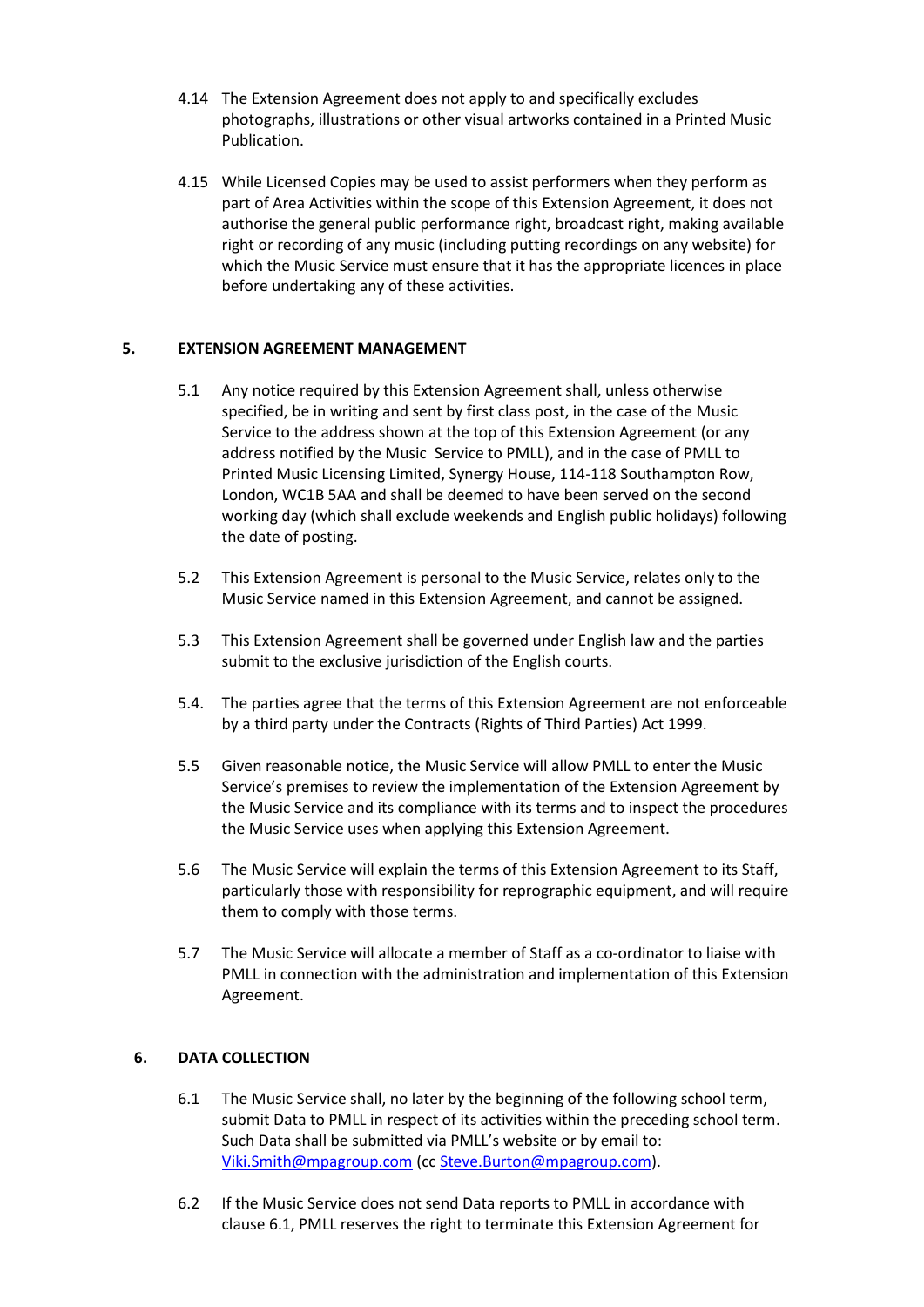4.14 The Extension Agreement does not apply to and specifically excludes photographs, illustrations or other visual artworks contained in a Printed Music Publication.

4.15 While Licensed Copies may be used to assist performers when they perform as part of Area Activities within the scope of this Extension Agreement, it does not authorise the general public performance right, broadcast right, making available right or recording of any music (including putting recordings on any website) for which the Music Service must ensure that it has the appropriate licences in place before undertaking any of these activities.

## 5. EXTENSION AGREEMENT MANAGEMENT

5.1 Any notice required by this Extension Agreement shall, unless otherwise specified, be in writing and sent by first class post, in the case of the Music Service to the address shown at the top of this Extension Agreement (or any address notified by the Music Service to PMLL), and in the case of PMLL to Printed Music Licensing Limited, Synergy House, 114-118 Southampton Row, London, WC1B 5AA and shall be deemed to have been served on the second working day (which shall exclude weekends and English public holidays) following the date of posting.

5.2 This Extension Agreement is personal to the Music Service, relates only to the Music Service named in this Extension Agreement, and cannot be assigned.

5.3 This Extension Agreement shall be governed under English law and the parties submit to the exclusive jurisdiction of the English courts.

5.4. The parties agree that the terms of this Extension Agreement are not enforceable by a third party under the Contracts (Rights of Third Parties) Act 1999.

5.5 Given reasonable notice, the Music Service will allow PMLL to enter the Music Service's premises to review the implementation of the Extension Agreement by the Music Service and its compliance with its terms and to inspect the procedures the Music Service uses when applying this Extension Agreement.

5.6 The Music Service will explain the terms of this Extension Agreement to its Staff, particularly those with responsibility for reprographic equipment, and will require them to comply with those terms.

5.7 The Music Service will allocate a member of Staff as a co-ordinator to liaise with PMLL in connection with the administration and implementation of this Extension Agreement.

## 6. DATA COLLECTION

6.1 The Music Service shall, no later by the beginning of the following school term, submit Data to PMLL in respect of its activities within the preceding school term. Such Data shall be submitted via PMLL's website or by email to: Viki.Smith@mpagroup.com (cc Steve.Burton@mpagroup.com).

6.2 If the Music Service does not send Data reports to PMLL in accordance with clause 6.1, PMLL reserves the right to terminate this Extension Agreement for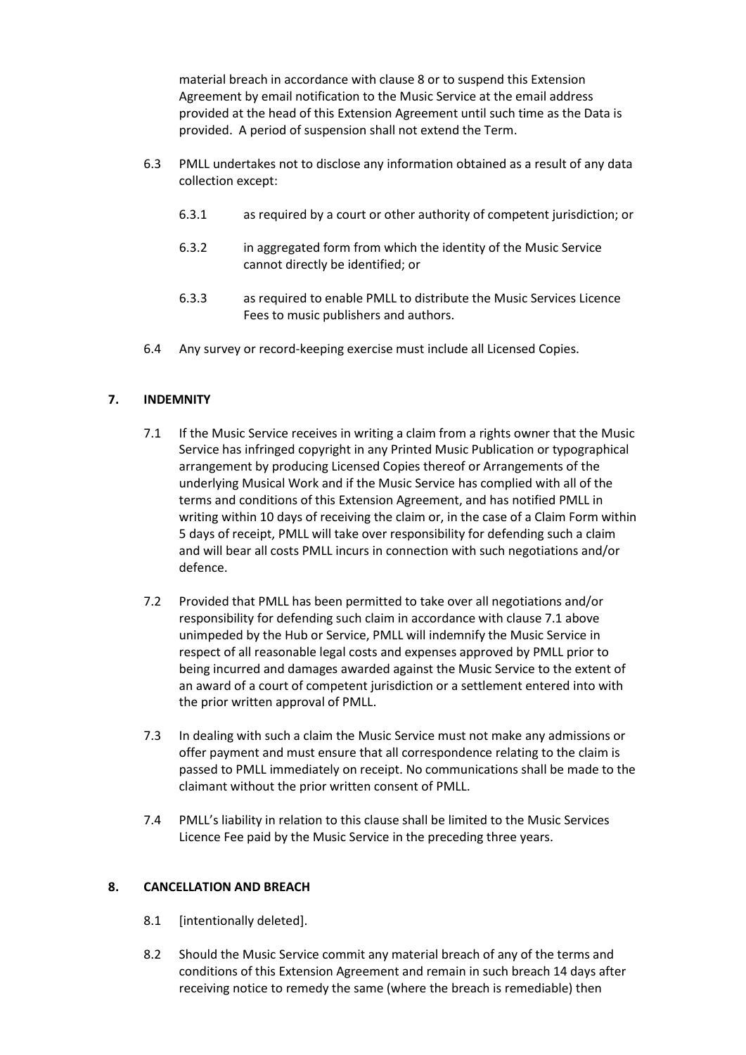material breach in accordance with clause 8 or to suspend this Extension Agreement by email notification to the Music Service at the email address provided at the head of this Extension Agreement until such time as the Data is provided. A period of suspension shall not extend the Term.

6.3 PMLL undertakes not to disclose any information obtained as a result of any data collection except:

6.3.1 as required by a court or other authority of competent jurisdiction; or

6.3.2 in aggregated form from which the identity of the Music Service cannot directly be identified; or

6.3.3 as required to enable PMLL to distribute the Music Services Licence Fees to music publishers and authors.

6.4 Any survey or record-keeping exercise must include all Licensed Copies.

## 7. INDEMNITY

7.1 If the Music Service receives in writing a claim from a rights owner that the Music Service has infringed copyright in any Printed Music Publication or typographical arrangement by producing Licensed Copies thereof or Arrangements of the underlying Musical Work and if the Music Service has complied with all of the terms and conditions of this Extension Agreement, and has notified PMLL in writing within 10 days of receiving the claim or, in the case of a Claim Form within 5 days of receipt, PMLL will take over responsibility for defending such a claim and will bear all costs PMLL incurs in connection with such negotiations and/or defence.

7.2 Provided that PMLL has been permitted to take over all negotiations and/or responsibility for defending such claim in accordance with clause 7.1 above unimpeded by the Hub or Service, PMLL will indemnify the Music Service in respect of all reasonable legal costs and expenses approved by PMLL prior to being incurred and damages awarded against the Music Service to the extent of an award of a court of competent jurisdiction or a settlement entered into with the prior written approval of PMLL.

7.3 In dealing with such a claim the Music Service must not make any admissions or offer payment and must ensure that all correspondence relating to the claim is passed to PMLL immediately on receipt. No communications shall be made to the claimant without the prior written consent of PMLL.

7.4 PMLL's liability in relation to this clause shall be limited to the Music Services Licence Fee paid by the Music Service in the preceding three years.

## 8. CANCELLATION AND BREACH

8.1 [intentionally deleted].

8.2 Should the Music Service commit any material breach of any of the terms and conditions of this Extension Agreement and remain in such breach 14 days after receiving notice to remedy the same (where the breach is remediable) then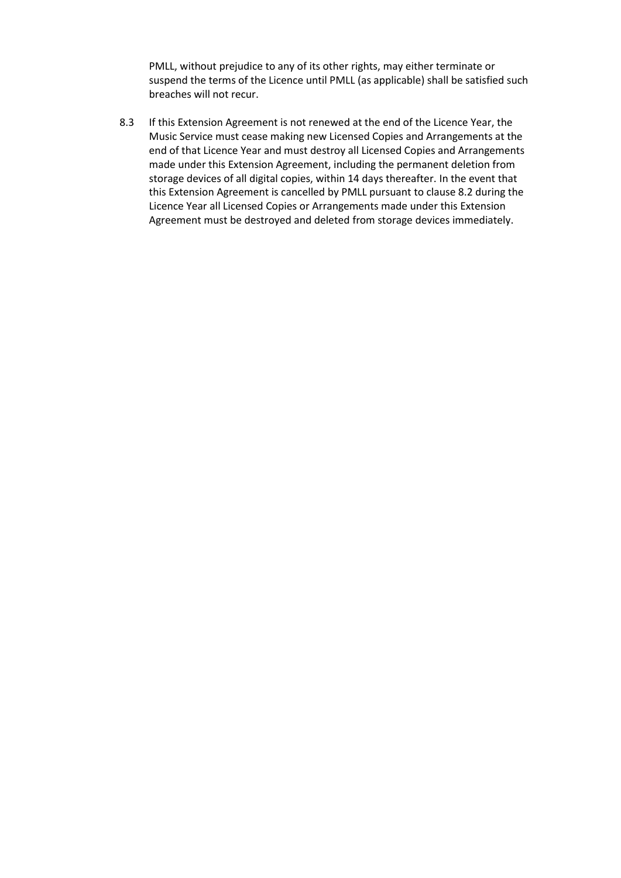PMLL, without prejudice to any of its other rights, may either terminate or suspend the terms of the Licence until PMLL (as applicable) shall be satisfied such breaches will not recur.

8.3 If this Extension Agreement is not renewed at the end of the Licence Year, the Music Service must cease making new Licensed Copies and Arrangements at the end of that Licence Year and must destroy all Licensed Copies and Arrangements made under this Extension Agreement, including the permanent deletion from storage devices of all digital copies, within 14 days thereafter. In the event that this Extension Agreement is cancelled by PMLL pursuant to clause 8.2 during the Licence Year all Licensed Copies or Arrangements made under this Extension Agreement must be destroyed and deleted from storage devices immediately.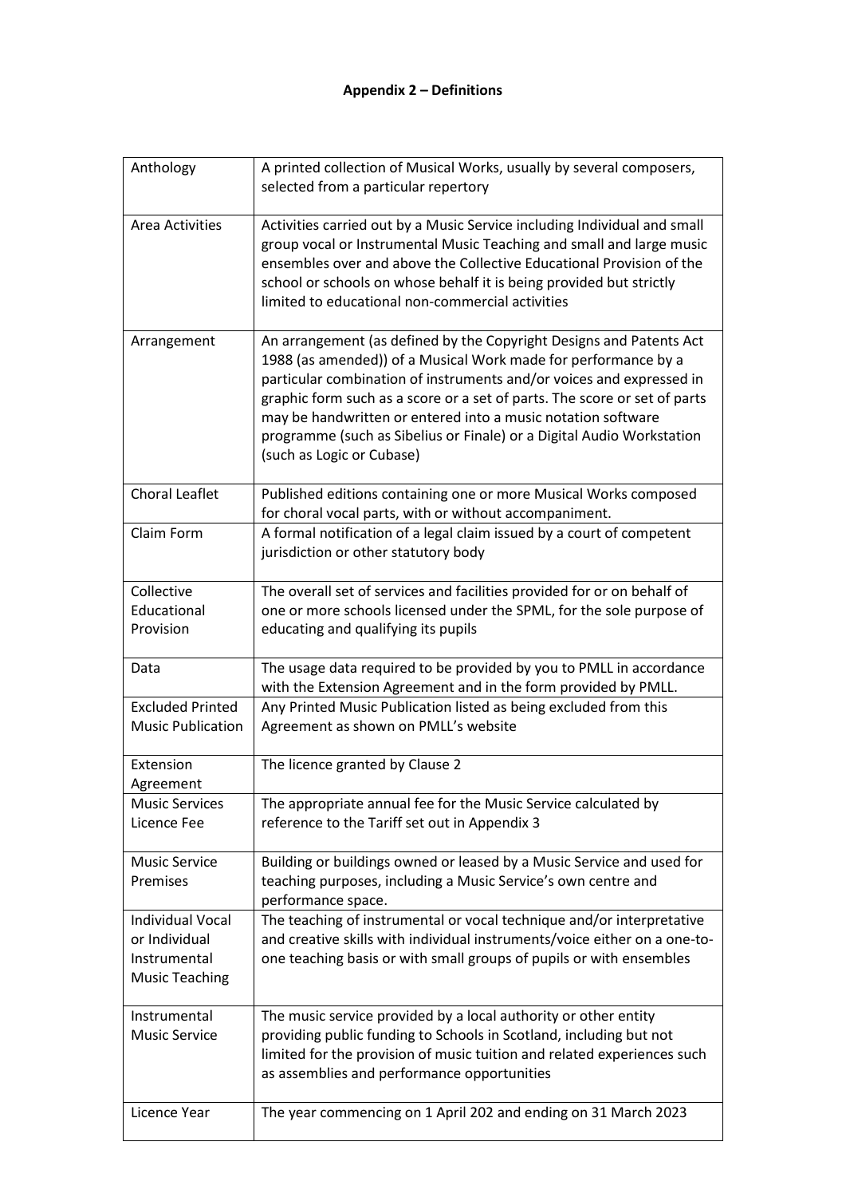**Appendix 2 – Definitions**

| | |
|---|---|
| Anthology | A printed collection of Musical Works, usually by several composers, selected from a particular repertory |
| Area Activities | Activities carried out by a Music Service including Individual and small group vocal or Instrumental Music Teaching and small and large music ensembles over and above the Collective Educational Provision of the school or schools on whose behalf it is being provided but strictly limited to educational non-commercial activities |
| Arrangement | An arrangement (as defined by the Copyright Designs and Patents Act 1988 (as amended)) of a Musical Work made for performance by a particular combination of instruments and/or voices and expressed in graphic form such as a score or a set of parts. The score or set of parts may be handwritten or entered into a music notation software programme (such as Sibelius or Finale) or a Digital Audio Workstation (such as Logic or Cubase) |
| Choral Leaflet | Published editions containing one or more Musical Works composed for choral vocal parts, with or without accompaniment. |
| Claim Form | A formal notification of a legal claim issued by a court of competent jurisdiction or other statutory body |
| Collective Educational Provision | The overall set of services and facilities provided for or on behalf of one or more schools licensed under the SPML, for the sole purpose of educating and qualifying its pupils |
| Data | The usage data required to be provided by you to PMLL in accordance with the Extension Agreement and in the form provided by PMLL. |
| Excluded Printed Music Publication | Any Printed Music Publication listed as being excluded from this Agreement as shown on PMLL's website |
| Extension Agreement | The licence granted by Clause 2 |
| Music Services Licence Fee | The appropriate annual fee for the Music Service calculated by reference to the Tariff set out in Appendix 3 |
| Music Service Premises | Building or buildings owned or leased by a Music Service and used for teaching purposes, including a Music Service's own centre and performance space. |
| Individual Vocal or Individual Instrumental Music Teaching | The teaching of instrumental or vocal technique and/or interpretative and creative skills with individual instruments/voice either on a one-to-one teaching basis or with small groups of pupils or with ensembles |
| Instrumental Music Service | The music service provided by a local authority or other entity providing public funding to Schools in Scotland, including but not limited for the provision of music tuition and related experiences such as assemblies and performance opportunities |
| Licence Year | The year commencing on 1 April 202 and ending on 31 March 2023 |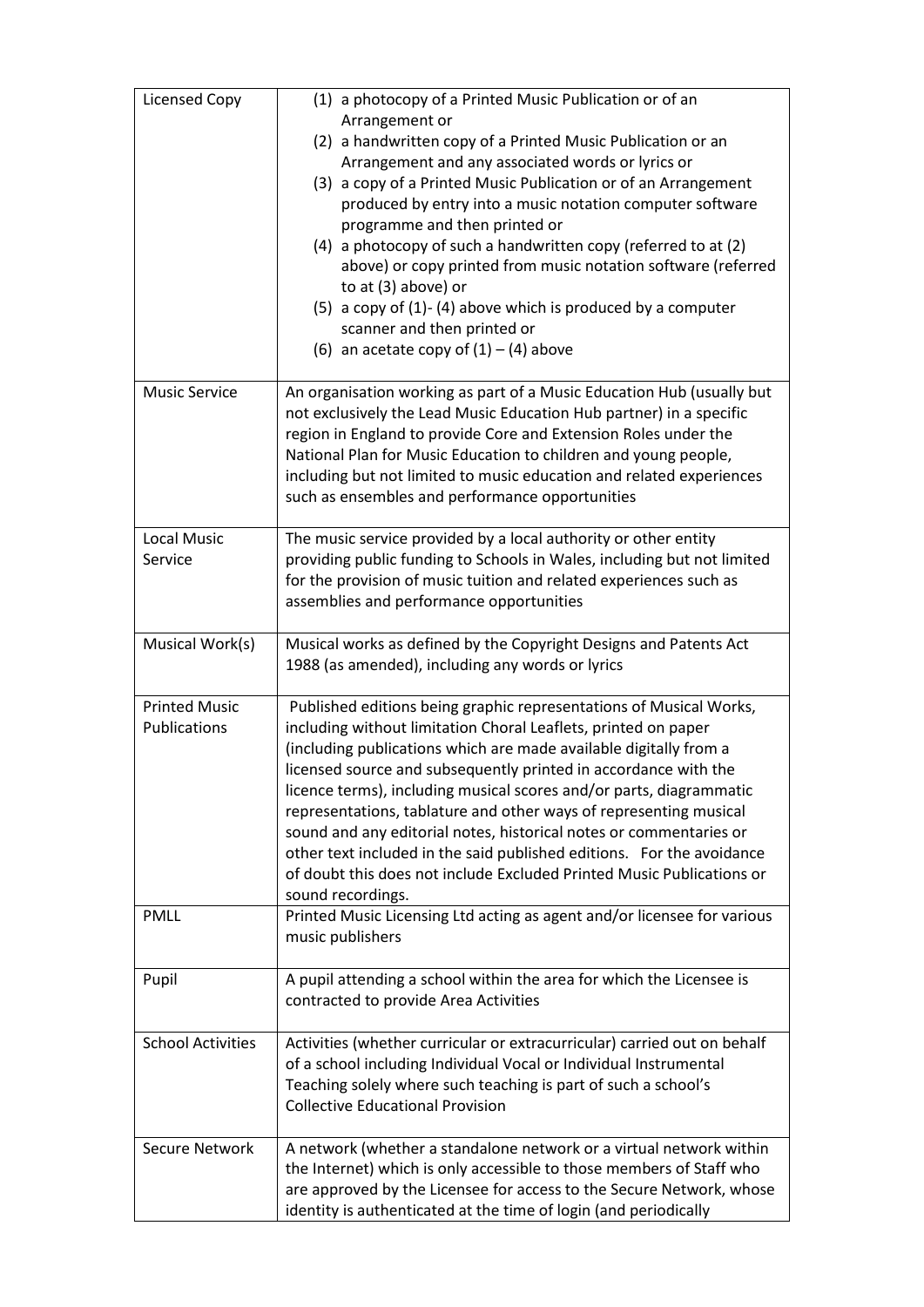| | |
|---|---|
| Licensed Copy | (1) a photocopy of a Printed Music Publication or of an Arrangement or<br>(2) a handwritten copy of a Printed Music Publication or an Arrangement and any associated words or lyrics or<br>(3) a copy of a Printed Music Publication or of an Arrangement produced by entry into a music notation computer software programme and then printed or<br>(4) a photocopy of such a handwritten copy (referred to at (2) above) or copy printed from music notation software (referred to at (3) above) or<br>(5) a copy of (1)- (4) above which is produced by a computer scanner and then printed or<br>(6) an acetate copy of (1) – (4) above |
| Music Service | An organisation working as part of a Music Education Hub (usually but not exclusively the Lead Music Education Hub partner) in a specific region in England to provide Core and Extension Roles under the National Plan for Music Education to children and young people, including but not limited to music education and related experiences such as ensembles and performance opportunities |
| Local Music Service | The music service provided by a local authority or other entity providing public funding to Schools in Wales, including but not limited for the provision of music tuition and related experiences such as assemblies and performance opportunities |
| Musical Work(s) | Musical works as defined by the Copyright Designs and Patents Act 1988 (as amended), including any words or lyrics |
| Printed Music Publications | Published editions being graphic representations of Musical Works, including without limitation Choral Leaflets, printed on paper (including publications which are made available digitally from a licensed source and subsequently printed in accordance with the licence terms), including musical scores and/or parts, diagrammatic representations, tablature and other ways of representing musical sound and any editorial notes, historical notes or commentaries or other text included in the said published editions. For the avoidance of doubt this does not include Excluded Printed Music Publications or sound recordings. |
| PMLL | Printed Music Licensing Ltd acting as agent and/or licensee for various music publishers |
| Pupil | A pupil attending a school within the area for which the Licensee is contracted to provide Area Activities |
| School Activities | Activities (whether curricular or extracurricular) carried out on behalf of a school including Individual Vocal or Individual Instrumental Teaching solely where such teaching is part of such a school's Collective Educational Provision |
| Secure Network | A network (whether a standalone network or a virtual network within the Internet) which is only accessible to those members of Staff who are approved by the Licensee for access to the Secure Network, whose identity is authenticated at the time of login (and periodically |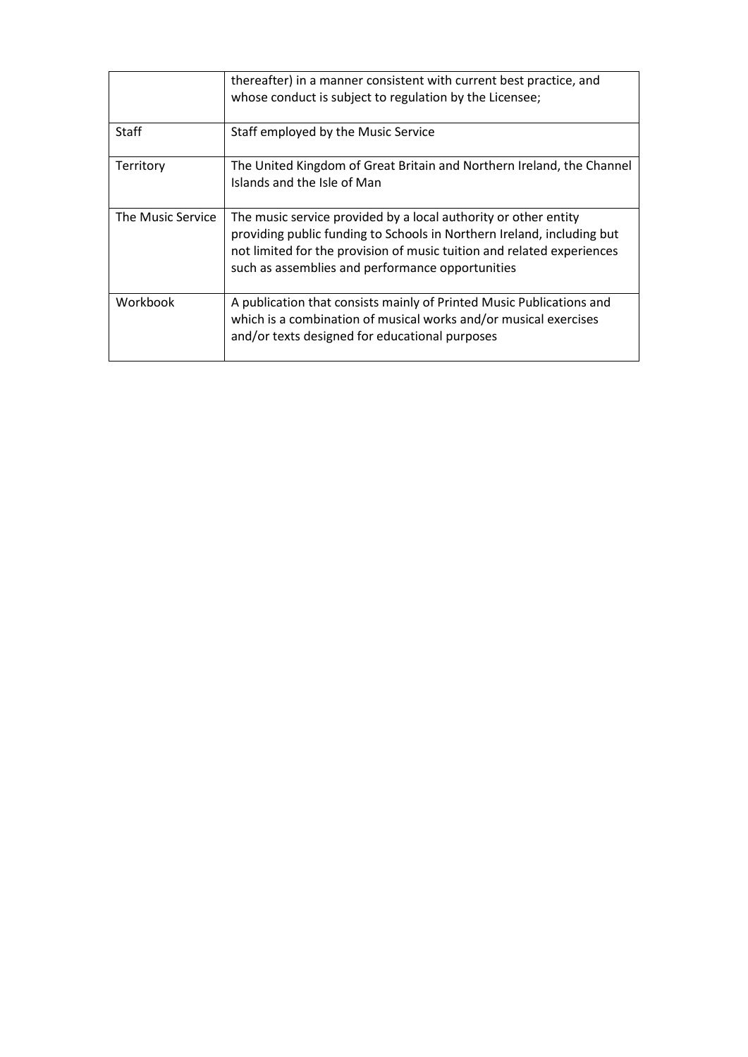| | |
|---|---|
| | thereafter) in a manner consistent with current best practice, and whose conduct is subject to regulation by the Licensee; |
| Staff | Staff employed by the Music Service |
| Territory | The United Kingdom of Great Britain and Northern Ireland, the Channel Islands and the Isle of Man |
| The Music Service | The music service provided by a local authority or other entity providing public funding to Schools in Northern Ireland, including but not limited for the provision of music tuition and related experiences such as assemblies and performance opportunities |
| Workbook | A publication that consists mainly of Printed Music Publications and which is a combination of musical works and/or musical exercises and/or texts designed for educational purposes |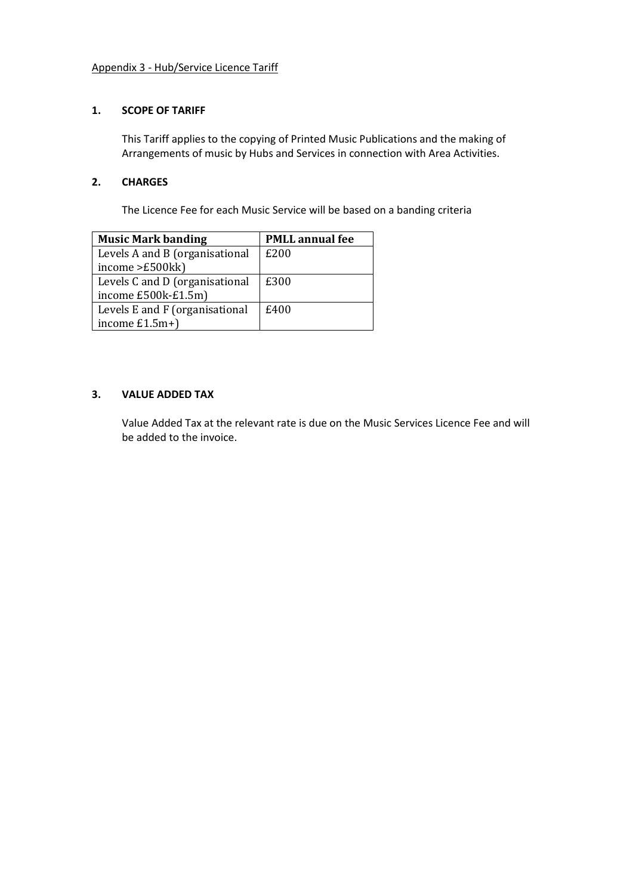Appendix 3 - Hub/Service Licence Tariff

## 1. SCOPE OF TARIFF

This Tariff applies to the copying of Printed Music Publications and the making of Arrangements of music by Hubs and Services in connection with Area Activities.

## 2. CHARGES

The Licence Fee for each Music Service will be based on a banding criteria

| Music Mark banding | PMLL annual fee |
|---|---|
| Levels A and B (organisational income >£500kk) | £200 |
| Levels C and D (organisational income £500k-£1.5m) | £300 |
| Levels E and F (organisational income £1.5m+) | £400 |

## 3. VALUE ADDED TAX

Value Added Tax at the relevant rate is due on the Music Services Licence Fee and will be added to the invoice.